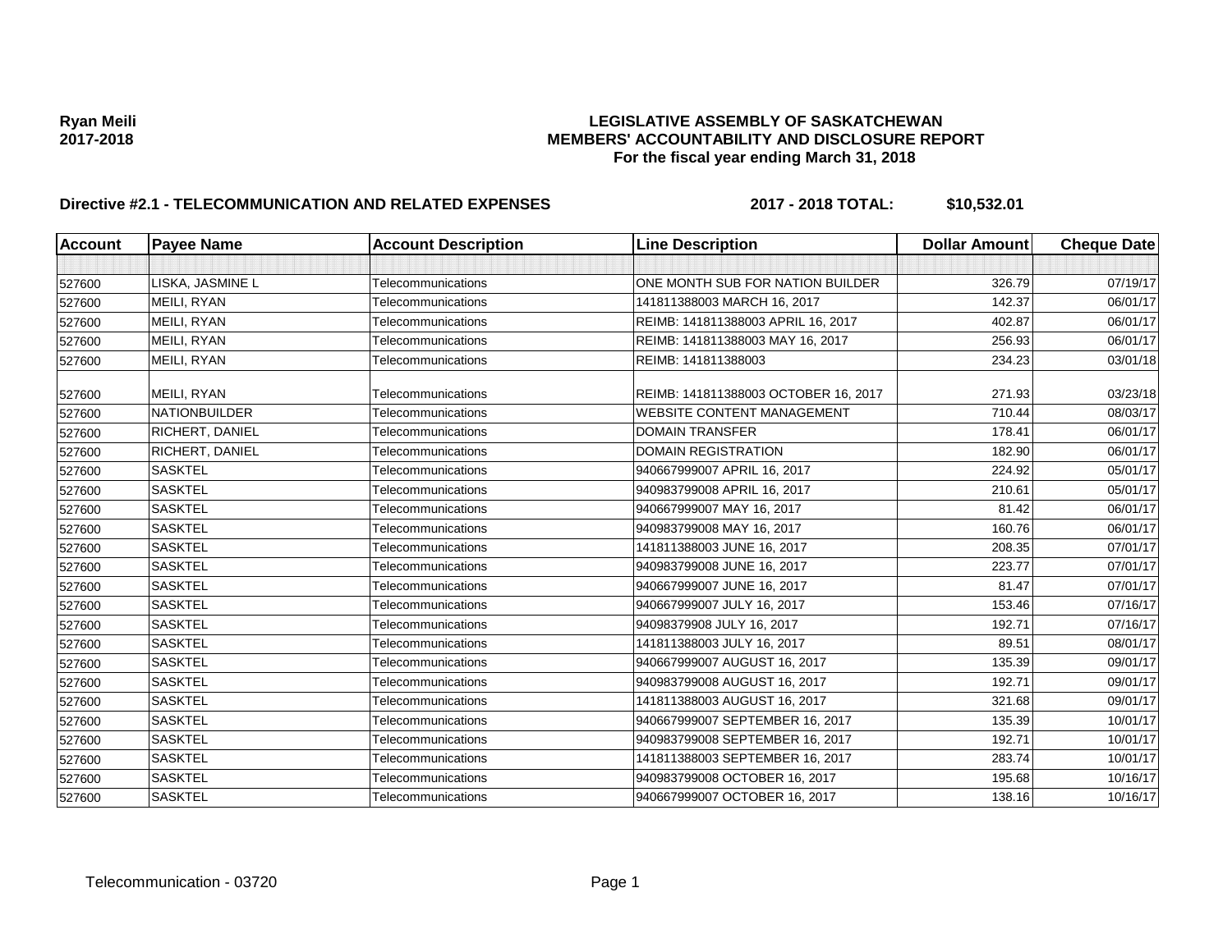**Ryan Meili**
**2017-2018**

# LEGISLATIVE ASSEMBLY OF SASKATCHEWAN
## MEMBERS' ACCOUNTABILITY AND DISCLOSURE REPORT
### For the fiscal year ending March 31, 2018

**Directive #2.1 - TELECOMMUNICATION AND RELATED EXPENSES** **2017 - 2018 TOTAL: $10,532.01**

| Account | Payee Name | Account Description | Line Description | Dollar Amount | Cheque Date |
|---|---|---|---|---|---|
| | | | | | |
| 527600 | LISKA, JASMINE L | Telecommunications | ONE MONTH SUB FOR NATION BUILDER | 326.79 | 07/19/17 |
| 527600 | MEILI, RYAN | Telecommunications | 141811388003 MARCH 16, 2017 | 142.37 | 06/01/17 |
| 527600 | MEILI, RYAN | Telecommunications | REIMB: 141811388003 APRIL 16, 2017 | 402.87 | 06/01/17 |
| 527600 | MEILI, RYAN | Telecommunications | REIMB: 141811388003 MAY 16, 2017 | 256.93 | 06/01/17 |
| 527600 | MEILI, RYAN | Telecommunications | REIMB: 141811388003 | 234.23 | 03/01/18 |
| 527600 | MEILI, RYAN | Telecommunications | REIMB: 141811388003 OCTOBER 16, 2017 | 271.93 | 03/23/18 |
| 527600 | NATIONBUILDER | Telecommunications | WEBSITE CONTENT MANAGEMENT | 710.44 | 08/03/17 |
| 527600 | RICHERT, DANIEL | Telecommunications | DOMAIN TRANSFER | 178.41 | 06/01/17 |
| 527600 | RICHERT, DANIEL | Telecommunications | DOMAIN REGISTRATION | 182.90 | 06/01/17 |
| 527600 | SASKTEL | Telecommunications | 940667999007 APRIL 16, 2017 | 224.92 | 05/01/17 |
| 527600 | SASKTEL | Telecommunications | 940983799008 APRIL 16, 2017 | 210.61 | 05/01/17 |
| 527600 | SASKTEL | Telecommunications | 940667999007 MAY 16, 2017 | 81.42 | 06/01/17 |
| 527600 | SASKTEL | Telecommunications | 940983799008 MAY 16, 2017 | 160.76 | 06/01/17 |
| 527600 | SASKTEL | Telecommunications | 141811388003 JUNE 16, 2017 | 208.35 | 07/01/17 |
| 527600 | SASKTEL | Telecommunications | 940983799008 JUNE 16, 2017 | 223.77 | 07/01/17 |
| 527600 | SASKTEL | Telecommunications | 940667999007 JUNE 16, 2017 | 81.47 | 07/01/17 |
| 527600 | SASKTEL | Telecommunications | 940667999007 JULY 16, 2017 | 153.46 | 07/16/17 |
| 527600 | SASKTEL | Telecommunications | 94098379908 JULY 16, 2017 | 192.71 | 07/16/17 |
| 527600 | SASKTEL | Telecommunications | 141811388003 JULY 16, 2017 | 89.51 | 08/01/17 |
| 527600 | SASKTEL | Telecommunications | 940667999007 AUGUST 16, 2017 | 135.39 | 09/01/17 |
| 527600 | SASKTEL | Telecommunications | 940983799008 AUGUST 16, 2017 | 192.71 | 09/01/17 |
| 527600 | SASKTEL | Telecommunications | 141811388003 AUGUST 16, 2017 | 321.68 | 09/01/17 |
| 527600 | SASKTEL | Telecommunications | 940667999007 SEPTEMBER 16, 2017 | 135.39 | 10/01/17 |
| 527600 | SASKTEL | Telecommunications | 940983799008 SEPTEMBER 16, 2017 | 192.71 | 10/01/17 |
| 527600 | SASKTEL | Telecommunications | 141811388003 SEPTEMBER 16, 2017 | 283.74 | 10/01/17 |
| 527600 | SASKTEL | Telecommunications | 940983799008 OCTOBER 16, 2017 | 195.68 | 10/16/17 |
| 527600 | SASKTEL | Telecommunications | 940667999007 OCTOBER 16, 2017 | 138.16 | 10/16/17 |

Telecommunication - 03720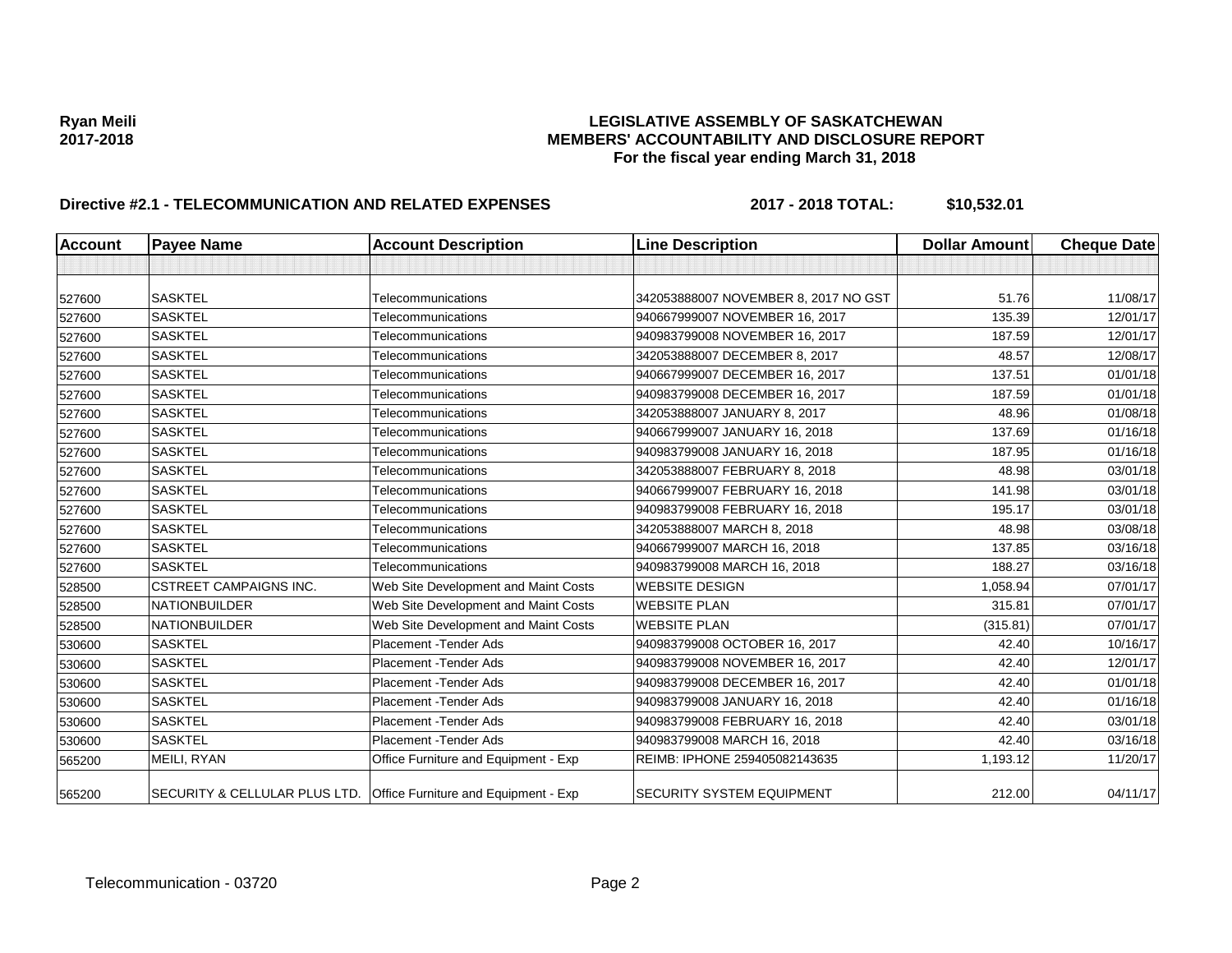# LEGISLATIVE ASSEMBLY OF SASKATCHEWAN
## MEMBERS' ACCOUNTABILITY AND DISCLOSURE REPORT
### For the fiscal year ending March 31, 2018

**Ryan Meili**
**2017-2018**

**Directive #2.1 - TELECOMMUNICATION AND RELATED EXPENSES** **2017 - 2018 TOTAL: $10,532.01**

| Account | Payee Name | Account Description | Line Description | Dollar Amount | Cheque Date |
|---|---|---|---|---|---|
| | | | | | |
| 527600 | SASKTEL | Telecommunications | 342053888007 NOVEMBER 8, 2017 NO GST | 51.76 | 11/08/17 |
| 527600 | SASKTEL | Telecommunications | 940667999007 NOVEMBER 16, 2017 | 135.39 | 12/01/17 |
| 527600 | SASKTEL | Telecommunications | 940983799008 NOVEMBER 16, 2017 | 187.59 | 12/01/17 |
| 527600 | SASKTEL | Telecommunications | 342053888007 DECEMBER 8, 2017 | 48.57 | 12/08/17 |
| 527600 | SASKTEL | Telecommunications | 940667999007 DECEMBER 16, 2017 | 137.51 | 01/01/18 |
| 527600 | SASKTEL | Telecommunications | 940983799008 DECEMBER 16, 2017 | 187.59 | 01/01/18 |
| 527600 | SASKTEL | Telecommunications | 342053888007 JANUARY 8, 2017 | 48.96 | 01/08/18 |
| 527600 | SASKTEL | Telecommunications | 940667999007 JANUARY 16, 2018 | 137.69 | 01/16/18 |
| 527600 | SASKTEL | Telecommunications | 940983799008 JANUARY 16, 2018 | 187.95 | 01/16/18 |
| 527600 | SASKTEL | Telecommunications | 342053888007 FEBRUARY 8, 2018 | 48.98 | 03/01/18 |
| 527600 | SASKTEL | Telecommunications | 940667999007 FEBRUARY 16, 2018 | 141.98 | 03/01/18 |
| 527600 | SASKTEL | Telecommunications | 940983799008 FEBRUARY 16, 2018 | 195.17 | 03/01/18 |
| 527600 | SASKTEL | Telecommunications | 342053888007 MARCH 8, 2018 | 48.98 | 03/08/18 |
| 527600 | SASKTEL | Telecommunications | 940667999007 MARCH 16, 2018 | 137.85 | 03/16/18 |
| 527600 | SASKTEL | Telecommunications | 940983799008 MARCH 16, 2018 | 188.27 | 03/16/18 |
| 528500 | CSTREET CAMPAIGNS INC. | Web Site Development and Maint Costs | WEBSITE DESIGN | 1,058.94 | 07/01/17 |
| 528500 | NATIONBUILDER | Web Site Development and Maint Costs | WEBSITE PLAN | 315.81 | 07/01/17 |
| 528500 | NATIONBUILDER | Web Site Development and Maint Costs | WEBSITE PLAN | (315.81) | 07/01/17 |
| 530600 | SASKTEL | Placement -Tender Ads | 940983799008 OCTOBER 16, 2017 | 42.40 | 10/16/17 |
| 530600 | SASKTEL | Placement -Tender Ads | 940983799008 NOVEMBER 16, 2017 | 42.40 | 12/01/17 |
| 530600 | SASKTEL | Placement -Tender Ads | 940983799008 DECEMBER 16, 2017 | 42.40 | 01/01/18 |
| 530600 | SASKTEL | Placement -Tender Ads | 940983799008 JANUARY 16, 2018 | 42.40 | 01/16/18 |
| 530600 | SASKTEL | Placement -Tender Ads | 940983799008 FEBRUARY 16, 2018 | 42.40 | 03/01/18 |
| 530600 | SASKTEL | Placement -Tender Ads | 940983799008 MARCH 16, 2018 | 42.40 | 03/16/18 |
| 565200 | MEILI, RYAN | Office Furniture and Equipment - Exp | REIMB: IPHONE 259405082143635 | 1,193.12 | 11/20/17 |
| 565200 | SECURITY & CELLULAR PLUS LTD. | Office Furniture and Equipment - Exp | SECURITY SYSTEM EQUIPMENT | 212.00 | 04/11/17 |

Telecommunication - 03720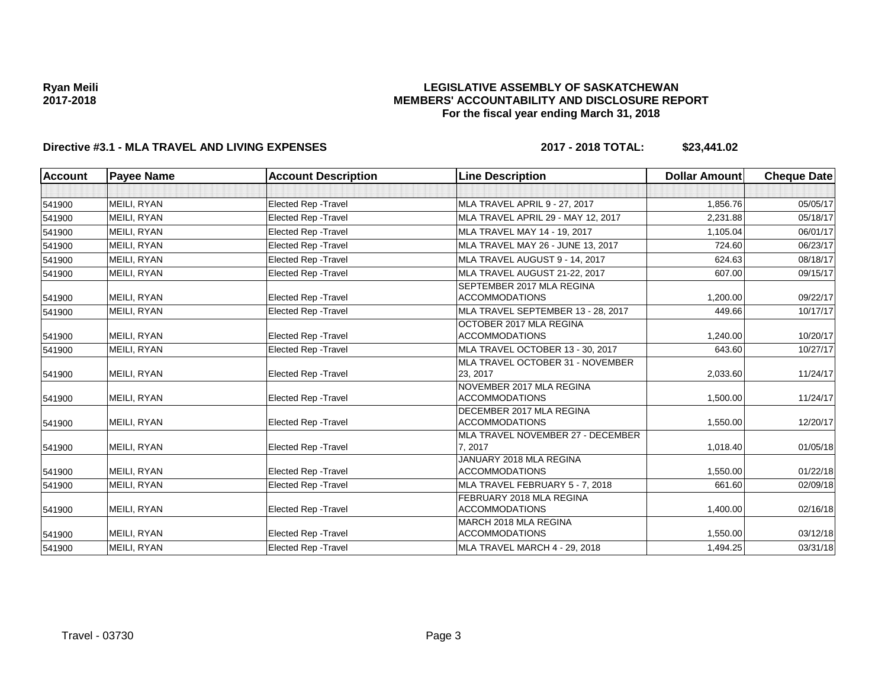**Ryan Meili**
**2017-2018**

**LEGISLATIVE ASSEMBLY OF SASKATCHEWAN**
**MEMBERS' ACCOUNTABILITY AND DISCLOSURE REPORT**
**For the fiscal year ending March 31, 2018**

**Directive #3.1 - MLA TRAVEL AND LIVING EXPENSES** **2017 - 2018 TOTAL: $23,441.02**

| Account | Payee Name | Account Description | Line Description | Dollar Amount | Cheque Date |
|---|---|---|---|---|---|
| | | | | | |
| 541900 | MEILI, RYAN | Elected Rep -Travel | MLA TRAVEL APRIL 9 - 27, 2017 | 1,856.76 | 05/05/17 |
| 541900 | MEILI, RYAN | Elected Rep -Travel | MLA TRAVEL APRIL 29 - MAY 12, 2017 | 2,231.88 | 05/18/17 |
| 541900 | MEILI, RYAN | Elected Rep -Travel | MLA TRAVEL MAY 14 - 19, 2017 | 1,105.04 | 06/01/17 |
| 541900 | MEILI, RYAN | Elected Rep -Travel | MLA TRAVEL MAY 26 - JUNE 13, 2017 | 724.60 | 06/23/17 |
| 541900 | MEILI, RYAN | Elected Rep -Travel | MLA TRAVEL AUGUST 9 - 14, 2017 | 624.63 | 08/18/17 |
| 541900 | MEILI, RYAN | Elected Rep -Travel | MLA TRAVEL AUGUST 21-22, 2017 | 607.00 | 09/15/17 |
| 541900 | MEILI, RYAN | Elected Rep -Travel | SEPTEMBER 2017 MLA REGINA ACCOMMODATIONS | 1,200.00 | 09/22/17 |
| 541900 | MEILI, RYAN | Elected Rep -Travel | MLA TRAVEL SEPTEMBER 13 - 28, 2017 | 449.66 | 10/17/17 |
| 541900 | MEILI, RYAN | Elected Rep -Travel | OCTOBER 2017 MLA REGINA ACCOMMODATIONS | 1,240.00 | 10/20/17 |
| 541900 | MEILI, RYAN | Elected Rep -Travel | MLA TRAVEL OCTOBER 13 - 30, 2017 | 643.60 | 10/27/17 |
| 541900 | MEILI, RYAN | Elected Rep -Travel | MLA TRAVEL OCTOBER 31 - NOVEMBER 23, 2017 | 2,033.60 | 11/24/17 |
| 541900 | MEILI, RYAN | Elected Rep -Travel | NOVEMBER 2017 MLA REGINA ACCOMMODATIONS | 1,500.00 | 11/24/17 |
| 541900 | MEILI, RYAN | Elected Rep -Travel | DECEMBER 2017 MLA REGINA ACCOMMODATIONS | 1,550.00 | 12/20/17 |
| 541900 | MEILI, RYAN | Elected Rep -Travel | MLA TRAVEL NOVEMBER 27 - DECEMBER 7, 2017 | 1,018.40 | 01/05/18 |
| 541900 | MEILI, RYAN | Elected Rep -Travel | JANUARY 2018 MLA REGINA ACCOMMODATIONS | 1,550.00 | 01/22/18 |
| 541900 | MEILI, RYAN | Elected Rep -Travel | MLA TRAVEL FEBRUARY 5 - 7, 2018 | 661.60 | 02/09/18 |
| 541900 | MEILI, RYAN | Elected Rep -Travel | FEBRUARY 2018 MLA REGINA ACCOMMODATIONS | 1,400.00 | 02/16/18 |
| 541900 | MEILI, RYAN | Elected Rep -Travel | MARCH 2018 MLA REGINA ACCOMMODATIONS | 1,550.00 | 03/12/18 |
| 541900 | MEILI, RYAN | Elected Rep -Travel | MLA TRAVEL MARCH 4 - 29, 2018 | 1,494.25 | 03/31/18 |

Travel - 03730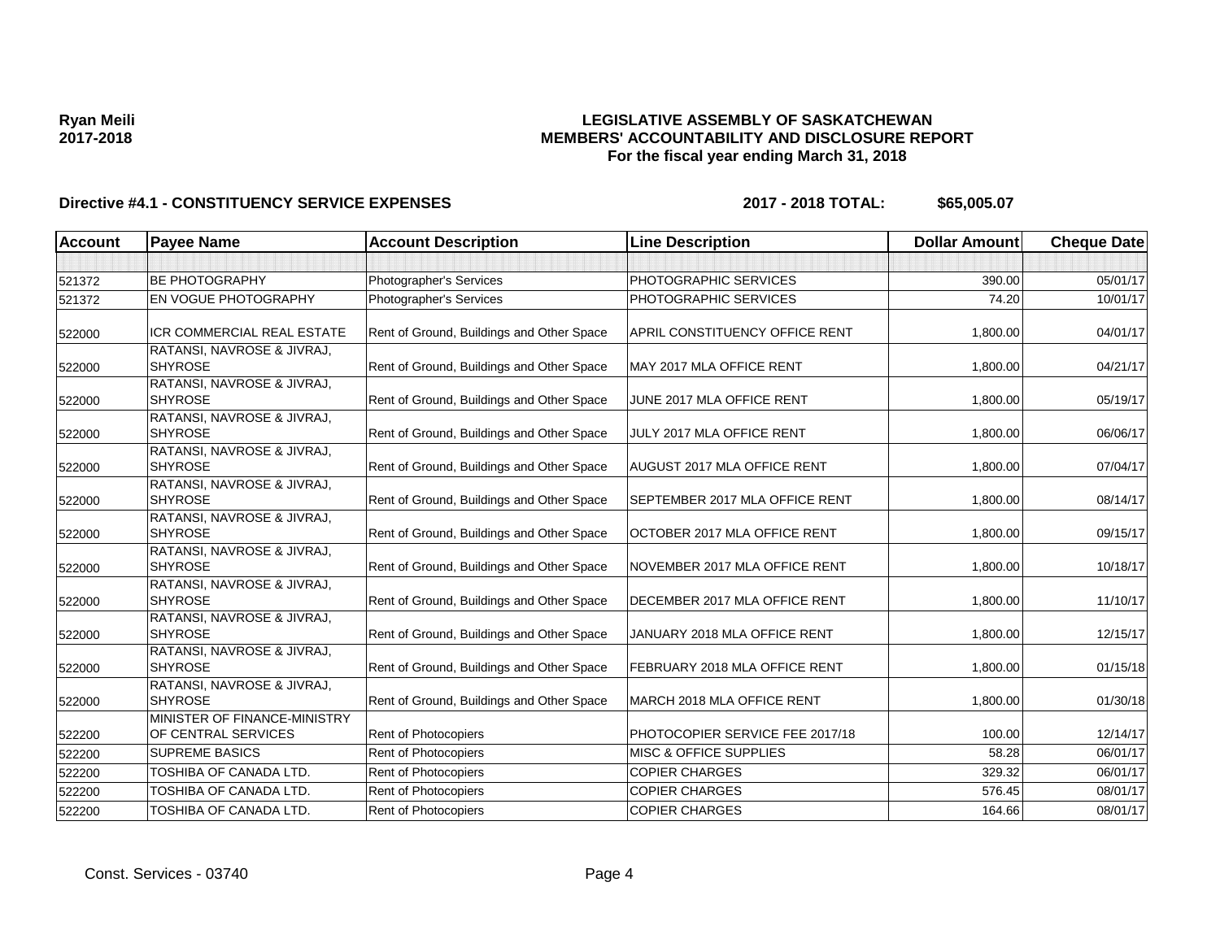Ryan Meili
2017-2018

**LEGISLATIVE ASSEMBLY OF SASKATCHEWAN**
**MEMBERS' ACCOUNTABILITY AND DISCLOSURE REPORT**
**For the fiscal year ending March 31, 2018**

**Directive #4.1 - CONSTITUENCY SERVICE EXPENSES** **2017 - 2018 TOTAL: $65,005.07**

| Account | Payee Name | Account Description | Line Description | Dollar Amount | Cheque Date |
|---|---|---|---|---|---|
| | | | | | |
| 521372 | BE PHOTOGRAPHY | Photographer's Services | PHOTOGRAPHIC SERVICES | 390.00 | 05/01/17 |
| 521372 | EN VOGUE PHOTOGRAPHY | Photographer's Services | PHOTOGRAPHIC SERVICES | 74.20 | 10/01/17 |
| 522000 | ICR COMMERCIAL REAL ESTATE | Rent of Ground, Buildings and Other Space | APRIL CONSTITUENCY OFFICE RENT | 1,800.00 | 04/01/17 |
| 522000 | RATANSI, NAVROSE & JIVRAJ, SHYROSE | Rent of Ground, Buildings and Other Space | MAY 2017 MLA OFFICE RENT | 1,800.00 | 04/21/17 |
| 522000 | RATANSI, NAVROSE & JIVRAJ, SHYROSE | Rent of Ground, Buildings and Other Space | JUNE 2017 MLA OFFICE RENT | 1,800.00 | 05/19/17 |
| 522000 | RATANSI, NAVROSE & JIVRAJ, SHYROSE | Rent of Ground, Buildings and Other Space | JULY 2017 MLA OFFICE RENT | 1,800.00 | 06/06/17 |
| 522000 | RATANSI, NAVROSE & JIVRAJ, SHYROSE | Rent of Ground, Buildings and Other Space | AUGUST 2017 MLA OFFICE RENT | 1,800.00 | 07/04/17 |
| 522000 | RATANSI, NAVROSE & JIVRAJ, SHYROSE | Rent of Ground, Buildings and Other Space | SEPTEMBER 2017 MLA OFFICE RENT | 1,800.00 | 08/14/17 |
| 522000 | RATANSI, NAVROSE & JIVRAJ, SHYROSE | Rent of Ground, Buildings and Other Space | OCTOBER 2017 MLA OFFICE RENT | 1,800.00 | 09/15/17 |
| 522000 | RATANSI, NAVROSE & JIVRAJ, SHYROSE | Rent of Ground, Buildings and Other Space | NOVEMBER 2017 MLA OFFICE RENT | 1,800.00 | 10/18/17 |
| 522000 | RATANSI, NAVROSE & JIVRAJ, SHYROSE | Rent of Ground, Buildings and Other Space | DECEMBER 2017 MLA OFFICE RENT | 1,800.00 | 11/10/17 |
| 522000 | RATANSI, NAVROSE & JIVRAJ, SHYROSE | Rent of Ground, Buildings and Other Space | JANUARY 2018 MLA OFFICE RENT | 1,800.00 | 12/15/17 |
| 522000 | RATANSI, NAVROSE & JIVRAJ, SHYROSE | Rent of Ground, Buildings and Other Space | FEBRUARY 2018 MLA OFFICE RENT | 1,800.00 | 01/15/18 |
| 522000 | RATANSI, NAVROSE & JIVRAJ, SHYROSE | Rent of Ground, Buildings and Other Space | MARCH 2018 MLA OFFICE RENT | 1,800.00 | 01/30/18 |
| 522200 | MINISTER OF FINANCE-MINISTRY OF CENTRAL SERVICES | Rent of Photocopiers | PHOTOCOPIER SERVICE FEE 2017/18 | 100.00 | 12/14/17 |
| 522200 | SUPREME BASICS | Rent of Photocopiers | MISC & OFFICE SUPPLIES | 58.28 | 06/01/17 |
| 522200 | TOSHIBA OF CANADA LTD. | Rent of Photocopiers | COPIER CHARGES | 329.32 | 06/01/17 |
| 522200 | TOSHIBA OF CANADA LTD. | Rent of Photocopiers | COPIER CHARGES | 576.45 | 08/01/17 |
| 522200 | TOSHIBA OF CANADA LTD. | Rent of Photocopiers | COPIER CHARGES | 164.66 | 08/01/17 |

Const. Services - 03740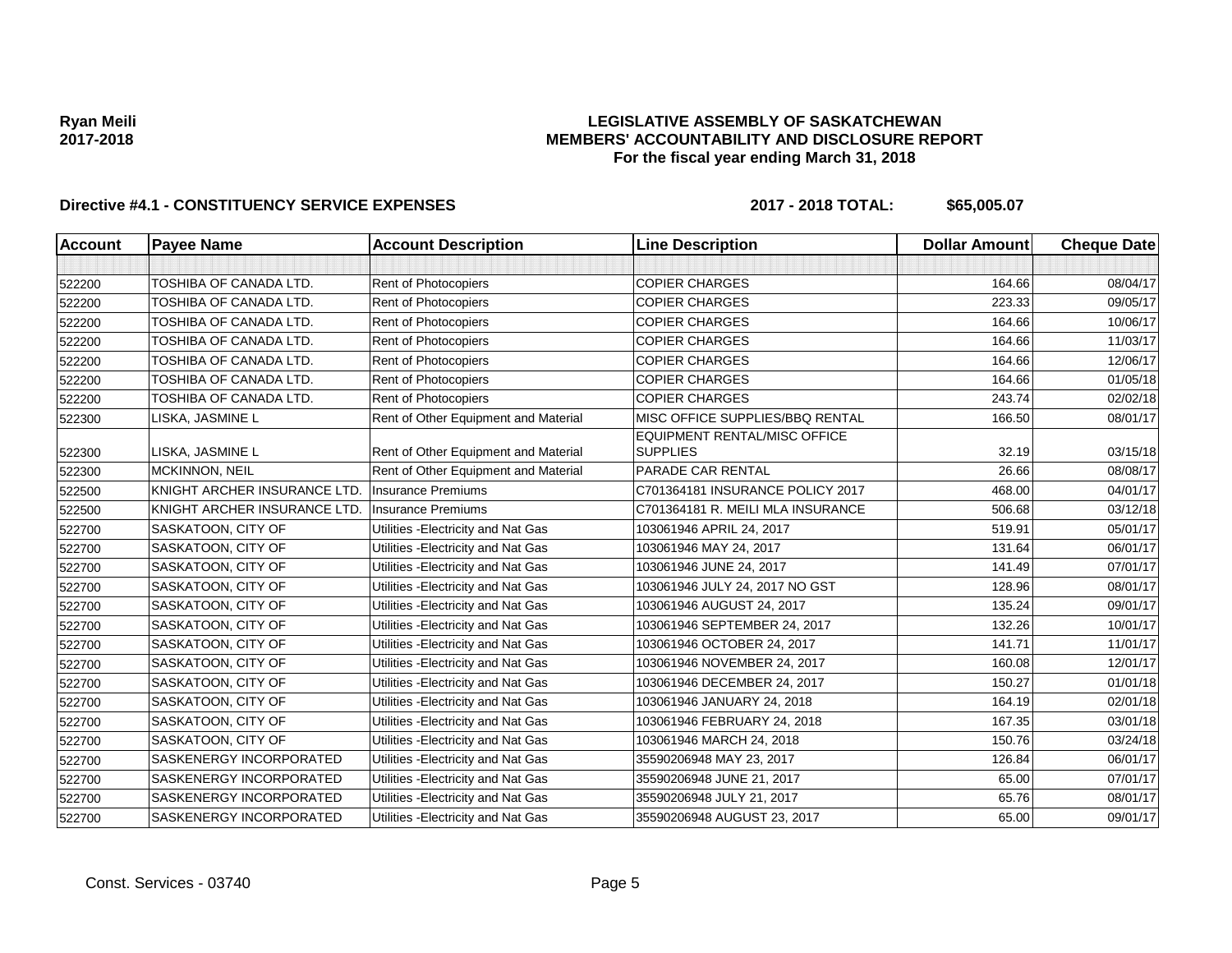**Ryan Meili**
**2017-2018**

# LEGISLATIVE ASSEMBLY OF SASKATCHEWAN
## MEMBERS' ACCOUNTABILITY AND DISCLOSURE REPORT
### For the fiscal year ending March 31, 2018

**Directive #4.1 - CONSTITUENCY SERVICE EXPENSES** **2017 - 2018 TOTAL: $65,005.07**

| Account | Payee Name | Account Description | Line Description | Dollar Amount | Cheque Date |
|---|---|---|---|---|---|
| | | | | | |
| 522200 | TOSHIBA OF CANADA LTD. | Rent of Photocopiers | COPIER CHARGES | 164.66 | 08/04/17 |
| 522200 | TOSHIBA OF CANADA LTD. | Rent of Photocopiers | COPIER CHARGES | 223.33 | 09/05/17 |
| 522200 | TOSHIBA OF CANADA LTD. | Rent of Photocopiers | COPIER CHARGES | 164.66 | 10/06/17 |
| 522200 | TOSHIBA OF CANADA LTD. | Rent of Photocopiers | COPIER CHARGES | 164.66 | 11/03/17 |
| 522200 | TOSHIBA OF CANADA LTD. | Rent of Photocopiers | COPIER CHARGES | 164.66 | 12/06/17 |
| 522200 | TOSHIBA OF CANADA LTD. | Rent of Photocopiers | COPIER CHARGES | 164.66 | 01/05/18 |
| 522200 | TOSHIBA OF CANADA LTD. | Rent of Photocopiers | COPIER CHARGES | 243.74 | 02/02/18 |
| 522300 | LISKA, JASMINE L | Rent of Other Equipment and Material | MISC OFFICE SUPPLIES/BBQ RENTAL | 166.50 | 08/01/17 |
| 522300 | LISKA, JASMINE L | Rent of Other Equipment and Material | EQUIPMENT RENTAL/MISC OFFICE SUPPLIES | 32.19 | 03/15/18 |
| 522300 | MCKINNON, NEIL | Rent of Other Equipment and Material | PARADE CAR RENTAL | 26.66 | 08/08/17 |
| 522500 | KNIGHT ARCHER INSURANCE LTD. | Insurance Premiums | C701364181 INSURANCE POLICY 2017 | 468.00 | 04/01/17 |
| 522500 | KNIGHT ARCHER INSURANCE LTD. | Insurance Premiums | C701364181 R. MEILI MLA INSURANCE | 506.68 | 03/12/18 |
| 522700 | SASKATOON, CITY OF | Utilities -Electricity and Nat Gas | 103061946 APRIL 24, 2017 | 519.91 | 05/01/17 |
| 522700 | SASKATOON, CITY OF | Utilities -Electricity and Nat Gas | 103061946 MAY 24, 2017 | 131.64 | 06/01/17 |
| 522700 | SASKATOON, CITY OF | Utilities -Electricity and Nat Gas | 103061946 JUNE 24, 2017 | 141.49 | 07/01/17 |
| 522700 | SASKATOON, CITY OF | Utilities -Electricity and Nat Gas | 103061946 JULY 24, 2017 NO GST | 128.96 | 08/01/17 |
| 522700 | SASKATOON, CITY OF | Utilities -Electricity and Nat Gas | 103061946 AUGUST 24, 2017 | 135.24 | 09/01/17 |
| 522700 | SASKATOON, CITY OF | Utilities -Electricity and Nat Gas | 103061946 SEPTEMBER 24, 2017 | 132.26 | 10/01/17 |
| 522700 | SASKATOON, CITY OF | Utilities -Electricity and Nat Gas | 103061946 OCTOBER 24, 2017 | 141.71 | 11/01/17 |
| 522700 | SASKATOON, CITY OF | Utilities -Electricity and Nat Gas | 103061946 NOVEMBER 24, 2017 | 160.08 | 12/01/17 |
| 522700 | SASKATOON, CITY OF | Utilities -Electricity and Nat Gas | 103061946 DECEMBER 24, 2017 | 150.27 | 01/01/18 |
| 522700 | SASKATOON, CITY OF | Utilities -Electricity and Nat Gas | 103061946 JANUARY 24, 2018 | 164.19 | 02/01/18 |
| 522700 | SASKATOON, CITY OF | Utilities -Electricity and Nat Gas | 103061946 FEBRUARY 24, 2018 | 167.35 | 03/01/18 |
| 522700 | SASKATOON, CITY OF | Utilities -Electricity and Nat Gas | 103061946 MARCH 24, 2018 | 150.76 | 03/24/18 |
| 522700 | SASKENERGY INCORPORATED | Utilities -Electricity and Nat Gas | 35590206948 MAY 23, 2017 | 126.84 | 06/01/17 |
| 522700 | SASKENERGY INCORPORATED | Utilities -Electricity and Nat Gas | 35590206948 JUNE 21, 2017 | 65.00 | 07/01/17 |
| 522700 | SASKENERGY INCORPORATED | Utilities -Electricity and Nat Gas | 35590206948 JULY 21, 2017 | 65.76 | 08/01/17 |
| 522700 | SASKENERGY INCORPORATED | Utilities -Electricity and Nat Gas | 35590206948 AUGUST 23, 2017 | 65.00 | 09/01/17 |

Const. Services - 03740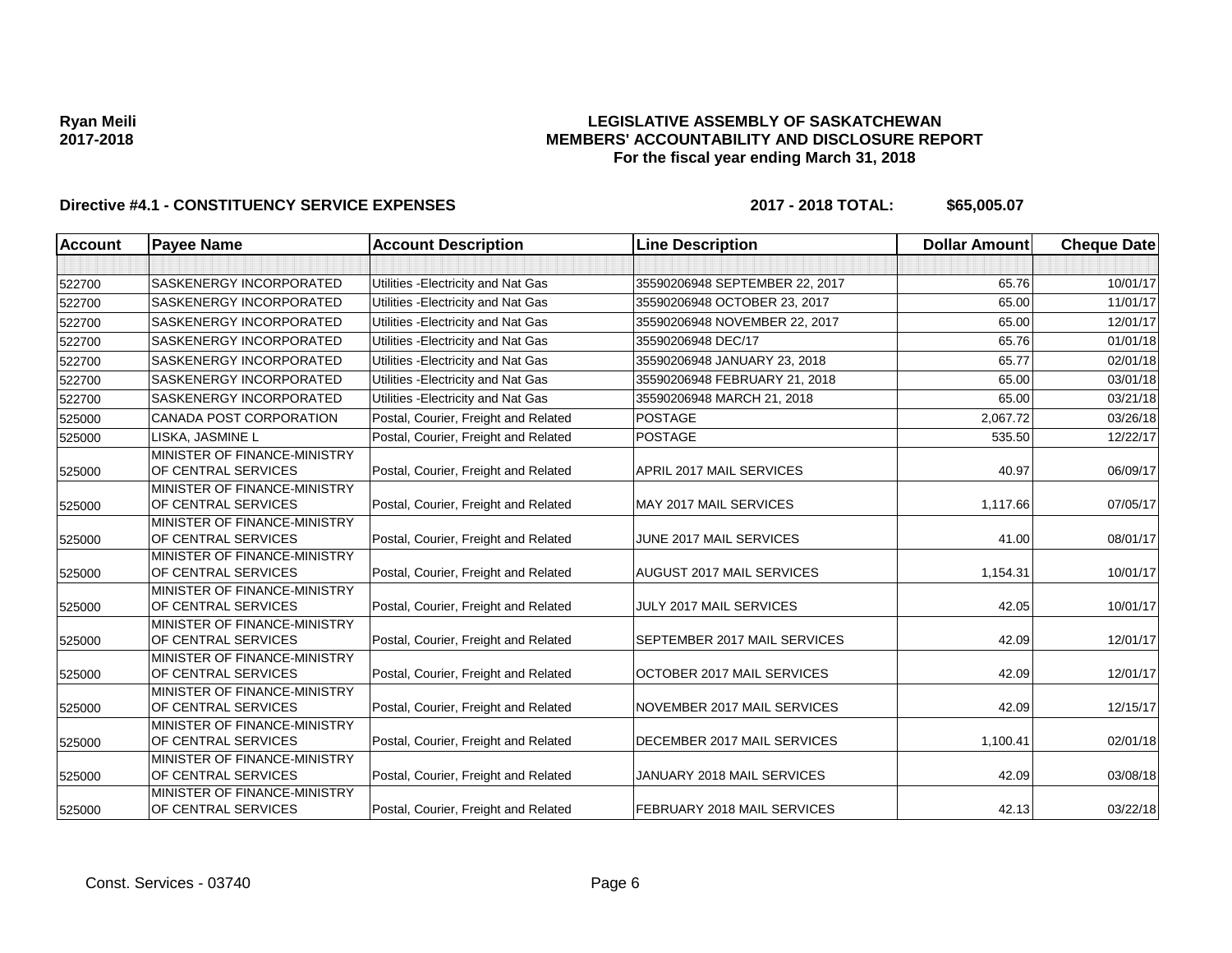**Ryan Meili**
**2017-2018**

**LEGISLATIVE ASSEMBLY OF SASKATCHEWAN**
**MEMBERS' ACCOUNTABILITY AND DISCLOSURE REPORT**
**For the fiscal year ending March 31, 2018**

**Directive #4.1 - CONSTITUENCY SERVICE EXPENSES** **2017 - 2018 TOTAL: $65,005.07**

| Account | Payee Name | Account Description | Line Description | Dollar Amount | Cheque Date |
|---|---|---|---|---|---|
| | | | | | |
| 522700 | SASKENERGY INCORPORATED | Utilities -Electricity and Nat Gas | 35590206948 SEPTEMBER 22, 2017 | 65.76 | 10/01/17 |
| 522700 | SASKENERGY INCORPORATED | Utilities -Electricity and Nat Gas | 35590206948 OCTOBER 23, 2017 | 65.00 | 11/01/17 |
| 522700 | SASKENERGY INCORPORATED | Utilities -Electricity and Nat Gas | 35590206948 NOVEMBER 22, 2017 | 65.00 | 12/01/17 |
| 522700 | SASKENERGY INCORPORATED | Utilities -Electricity and Nat Gas | 35590206948 DEC/17 | 65.76 | 01/01/18 |
| 522700 | SASKENERGY INCORPORATED | Utilities -Electricity and Nat Gas | 35590206948 JANUARY 23, 2018 | 65.77 | 02/01/18 |
| 522700 | SASKENERGY INCORPORATED | Utilities -Electricity and Nat Gas | 35590206948 FEBRUARY 21, 2018 | 65.00 | 03/01/18 |
| 522700 | SASKENERGY INCORPORATED | Utilities -Electricity and Nat Gas | 35590206948 MARCH 21, 2018 | 65.00 | 03/21/18 |
| 525000 | CANADA POST CORPORATION | Postal, Courier, Freight and Related | POSTAGE | 2,067.72 | 03/26/18 |
| 525000 | LISKA, JASMINE L | Postal, Courier, Freight and Related | POSTAGE | 535.50 | 12/22/17 |
| 525000 | MINISTER OF FINANCE-MINISTRY OF CENTRAL SERVICES | Postal, Courier, Freight and Related | APRIL 2017 MAIL SERVICES | 40.97 | 06/09/17 |
| 525000 | MINISTER OF FINANCE-MINISTRY OF CENTRAL SERVICES | Postal, Courier, Freight and Related | MAY 2017 MAIL SERVICES | 1,117.66 | 07/05/17 |
| 525000 | MINISTER OF FINANCE-MINISTRY OF CENTRAL SERVICES | Postal, Courier, Freight and Related | JUNE 2017 MAIL SERVICES | 41.00 | 08/01/17 |
| 525000 | MINISTER OF FINANCE-MINISTRY OF CENTRAL SERVICES | Postal, Courier, Freight and Related | AUGUST 2017 MAIL SERVICES | 1,154.31 | 10/01/17 |
| 525000 | MINISTER OF FINANCE-MINISTRY OF CENTRAL SERVICES | Postal, Courier, Freight and Related | JULY 2017 MAIL SERVICES | 42.05 | 10/01/17 |
| 525000 | MINISTER OF FINANCE-MINISTRY OF CENTRAL SERVICES | Postal, Courier, Freight and Related | SEPTEMBER 2017 MAIL SERVICES | 42.09 | 12/01/17 |
| 525000 | MINISTER OF FINANCE-MINISTRY OF CENTRAL SERVICES | Postal, Courier, Freight and Related | OCTOBER 2017 MAIL SERVICES | 42.09 | 12/01/17 |
| 525000 | MINISTER OF FINANCE-MINISTRY OF CENTRAL SERVICES | Postal, Courier, Freight and Related | NOVEMBER 2017 MAIL SERVICES | 42.09 | 12/15/17 |
| 525000 | MINISTER OF FINANCE-MINISTRY OF CENTRAL SERVICES | Postal, Courier, Freight and Related | DECEMBER 2017 MAIL SERVICES | 1,100.41 | 02/01/18 |
| 525000 | MINISTER OF FINANCE-MINISTRY OF CENTRAL SERVICES | Postal, Courier, Freight and Related | JANUARY 2018 MAIL SERVICES | 42.09 | 03/08/18 |
| 525000 | MINISTER OF FINANCE-MINISTRY OF CENTRAL SERVICES | Postal, Courier, Freight and Related | FEBRUARY 2018 MAIL SERVICES | 42.13 | 03/22/18 |

Const. Services - 03740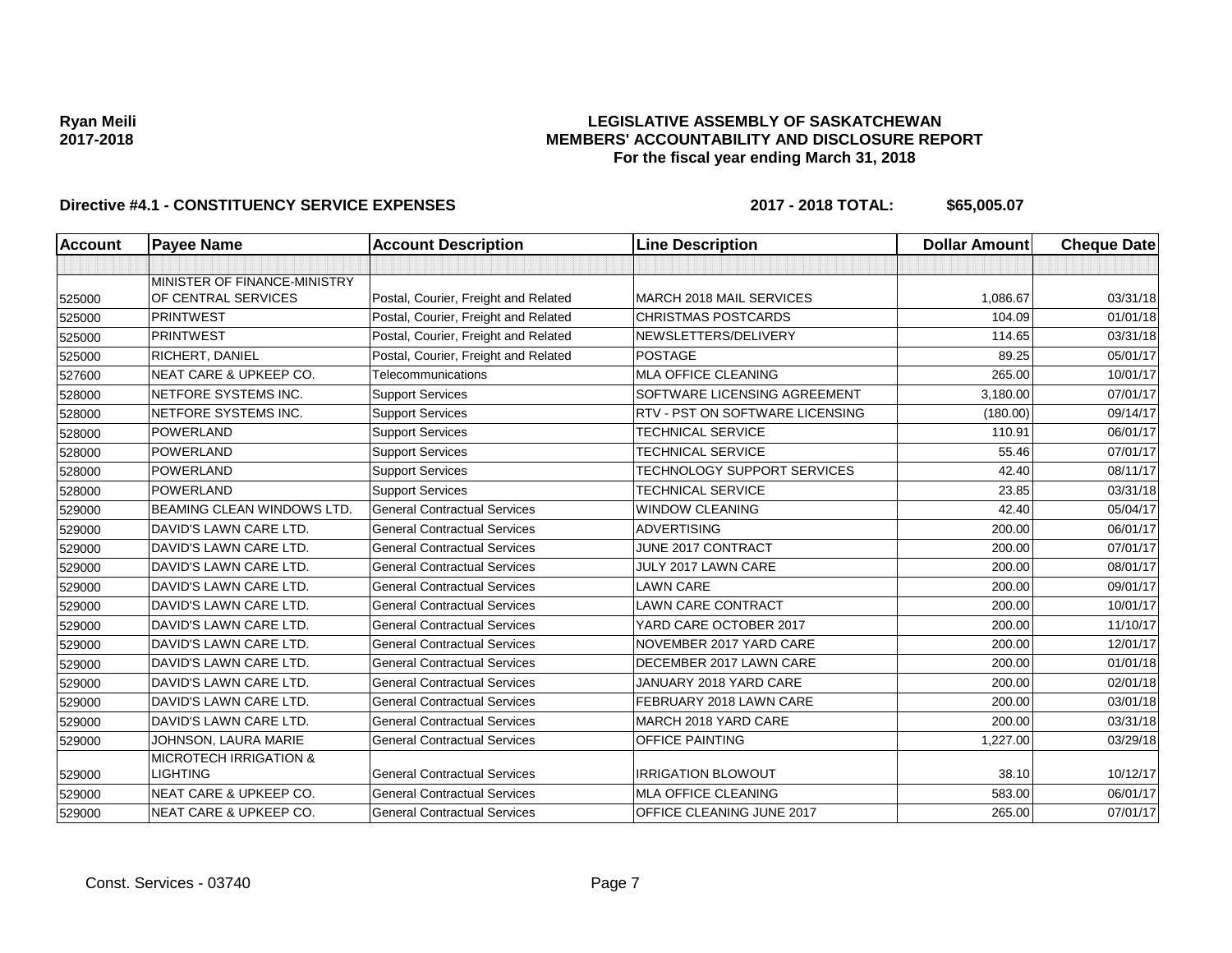**Ryan Meili**
**2017-2018**

**LEGISLATIVE ASSEMBLY OF SASKATCHEWAN**
**MEMBERS' ACCOUNTABILITY AND DISCLOSURE REPORT**
**For the fiscal year ending March 31, 2018**

**Directive #4.1 - CONSTITUENCY SERVICE EXPENSES** **2017 - 2018 TOTAL: $65,005.07**

| Account | Payee Name | Account Description | Line Description | Dollar Amount | Cheque Date |
|---|---|---|---|---|---|
| | | | | | |
| 525000 | MINISTER OF FINANCE-MINISTRY OF CENTRAL SERVICES | Postal, Courier, Freight and Related | MARCH 2018 MAIL SERVICES | 1,086.67 | 03/31/18 |
| 525000 | PRINTWEST | Postal, Courier, Freight and Related | CHRISTMAS POSTCARDS | 104.09 | 01/01/18 |
| 525000 | PRINTWEST | Postal, Courier, Freight and Related | NEWSLETTERS/DELIVERY | 114.65 | 03/31/18 |
| 525000 | RICHERT, DANIEL | Postal, Courier, Freight and Related | POSTAGE | 89.25 | 05/01/17 |
| 527600 | NEAT CARE & UPKEEP CO. | Telecommunications | MLA OFFICE CLEANING | 265.00 | 10/01/17 |
| 528000 | NETFORE SYSTEMS INC. | Support Services | SOFTWARE LICENSING AGREEMENT | 3,180.00 | 07/01/17 |
| 528000 | NETFORE SYSTEMS INC. | Support Services | RTV - PST ON SOFTWARE LICENSING | (180.00) | 09/14/17 |
| 528000 | POWERLAND | Support Services | TECHNICAL SERVICE | 110.91 | 06/01/17 |
| 528000 | POWERLAND | Support Services | TECHNICAL SERVICE | 55.46 | 07/01/17 |
| 528000 | POWERLAND | Support Services | TECHNOLOGY SUPPORT SERVICES | 42.40 | 08/11/17 |
| 528000 | POWERLAND | Support Services | TECHNICAL SERVICE | 23.85 | 03/31/18 |
| 529000 | BEAMING CLEAN WINDOWS LTD. | General Contractual Services | WINDOW CLEANING | 42.40 | 05/04/17 |
| 529000 | DAVID'S LAWN CARE LTD. | General Contractual Services | ADVERTISING | 200.00 | 06/01/17 |
| 529000 | DAVID'S LAWN CARE LTD. | General Contractual Services | JUNE 2017 CONTRACT | 200.00 | 07/01/17 |
| 529000 | DAVID'S LAWN CARE LTD. | General Contractual Services | JULY 2017 LAWN CARE | 200.00 | 08/01/17 |
| 529000 | DAVID'S LAWN CARE LTD. | General Contractual Services | LAWN CARE | 200.00 | 09/01/17 |
| 529000 | DAVID'S LAWN CARE LTD. | General Contractual Services | LAWN CARE CONTRACT | 200.00 | 10/01/17 |
| 529000 | DAVID'S LAWN CARE LTD. | General Contractual Services | YARD CARE OCTOBER 2017 | 200.00 | 11/10/17 |
| 529000 | DAVID'S LAWN CARE LTD. | General Contractual Services | NOVEMBER 2017 YARD CARE | 200.00 | 12/01/17 |
| 529000 | DAVID'S LAWN CARE LTD. | General Contractual Services | DECEMBER 2017 LAWN CARE | 200.00 | 01/01/18 |
| 529000 | DAVID'S LAWN CARE LTD. | General Contractual Services | JANUARY 2018 YARD CARE | 200.00 | 02/01/18 |
| 529000 | DAVID'S LAWN CARE LTD. | General Contractual Services | FEBRUARY 2018 LAWN CARE | 200.00 | 03/01/18 |
| 529000 | DAVID'S LAWN CARE LTD. | General Contractual Services | MARCH 2018 YARD CARE | 200.00 | 03/31/18 |
| 529000 | JOHNSON, LAURA MARIE | General Contractual Services | OFFICE PAINTING | 1,227.00 | 03/29/18 |
| 529000 | MICROTECH IRRIGATION & LIGHTING | General Contractual Services | IRRIGATION BLOWOUT | 38.10 | 10/12/17 |
| 529000 | NEAT CARE & UPKEEP CO. | General Contractual Services | MLA OFFICE CLEANING | 583.00 | 06/01/17 |
| 529000 | NEAT CARE & UPKEEP CO. | General Contractual Services | OFFICE CLEANING JUNE 2017 | 265.00 | 07/01/17 |

Const. Services - 03740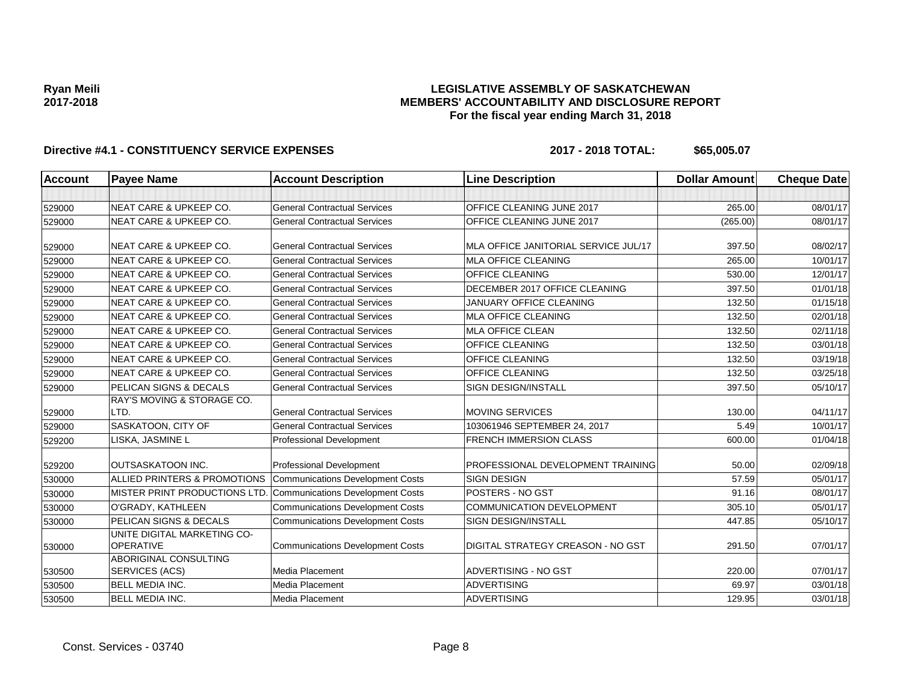Ryan Meili
2017-2018

**LEGISLATIVE ASSEMBLY OF SASKATCHEWAN**
**MEMBERS' ACCOUNTABILITY AND DISCLOSURE REPORT**
**For the fiscal year ending March 31, 2018**

**Directive #4.1 - CONSTITUENCY SERVICE EXPENSES** **2017 - 2018 TOTAL: $65,005.07**

| Account | Payee Name | Account Description | Line Description | Dollar Amount | Cheque Date |
|---|---|---|---|---|---|
| | | | | | |
| 529000 | NEAT CARE & UPKEEP CO. | General Contractual Services | OFFICE CLEANING JUNE 2017 | 265.00 | 08/01/17 |
| 529000 | NEAT CARE & UPKEEP CO. | General Contractual Services | OFFICE CLEANING JUNE 2017 | (265.00) | 08/01/17 |
| 529000 | NEAT CARE & UPKEEP CO. | General Contractual Services | MLA OFFICE JANITORIAL SERVICE JUL/17 | 397.50 | 08/02/17 |
| 529000 | NEAT CARE & UPKEEP CO. | General Contractual Services | MLA OFFICE CLEANING | 265.00 | 10/01/17 |
| 529000 | NEAT CARE & UPKEEP CO. | General Contractual Services | OFFICE CLEANING | 530.00 | 12/01/17 |
| 529000 | NEAT CARE & UPKEEP CO. | General Contractual Services | DECEMBER 2017 OFFICE CLEANING | 397.50 | 01/01/18 |
| 529000 | NEAT CARE & UPKEEP CO. | General Contractual Services | JANUARY OFFICE CLEANING | 132.50 | 01/15/18 |
| 529000 | NEAT CARE & UPKEEP CO. | General Contractual Services | MLA OFFICE CLEANING | 132.50 | 02/01/18 |
| 529000 | NEAT CARE & UPKEEP CO. | General Contractual Services | MLA OFFICE CLEAN | 132.50 | 02/11/18 |
| 529000 | NEAT CARE & UPKEEP CO. | General Contractual Services | OFFICE CLEANING | 132.50 | 03/01/18 |
| 529000 | NEAT CARE & UPKEEP CO. | General Contractual Services | OFFICE CLEANING | 132.50 | 03/19/18 |
| 529000 | NEAT CARE & UPKEEP CO. | General Contractual Services | OFFICE CLEANING | 132.50 | 03/25/18 |
| 529000 | PELICAN SIGNS & DECALS | General Contractual Services | SIGN DESIGN/INSTALL | 397.50 | 05/10/17 |
| 529000 | RAY'S MOVING & STORAGE CO. LTD. | General Contractual Services | MOVING SERVICES | 130.00 | 04/11/17 |
| 529000 | SASKATOON, CITY OF | General Contractual Services | 103061946 SEPTEMBER 24, 2017 | 5.49 | 10/01/17 |
| 529200 | LISKA, JASMINE L | Professional Development | FRENCH IMMERSION CLASS | 600.00 | 01/04/18 |
| 529200 | OUTSASKATOON INC. | Professional Development | PROFESSIONAL DEVELOPMENT TRAINING | 50.00 | 02/09/18 |
| 530000 | ALLIED PRINTERS & PROMOTIONS | Communications Development Costs | SIGN DESIGN | 57.59 | 05/01/17 |
| 530000 | MISTER PRINT PRODUCTIONS LTD. | Communications Development Costs | POSTERS - NO GST | 91.16 | 08/01/17 |
| 530000 | O'GRADY, KATHLEEN | Communications Development Costs | COMMUNICATION DEVELOPMENT | 305.10 | 05/01/17 |
| 530000 | PELICAN SIGNS & DECALS | Communications Development Costs | SIGN DESIGN/INSTALL | 447.85 | 05/10/17 |
| 530000 | UNITE DIGITAL MARKETING CO-OPERATIVE | Communications Development Costs | DIGITAL STRATEGY CREASON - NO GST | 291.50 | 07/01/17 |
| 530500 | ABORIGINAL CONSULTING SERVICES (ACS) | Media Placement | ADVERTISING - NO GST | 220.00 | 07/01/17 |
| 530500 | BELL MEDIA INC. | Media Placement | ADVERTISING | 69.97 | 03/01/18 |
| 530500 | BELL MEDIA INC. | Media Placement | ADVERTISING | 129.95 | 03/01/18 |

Const. Services - 03740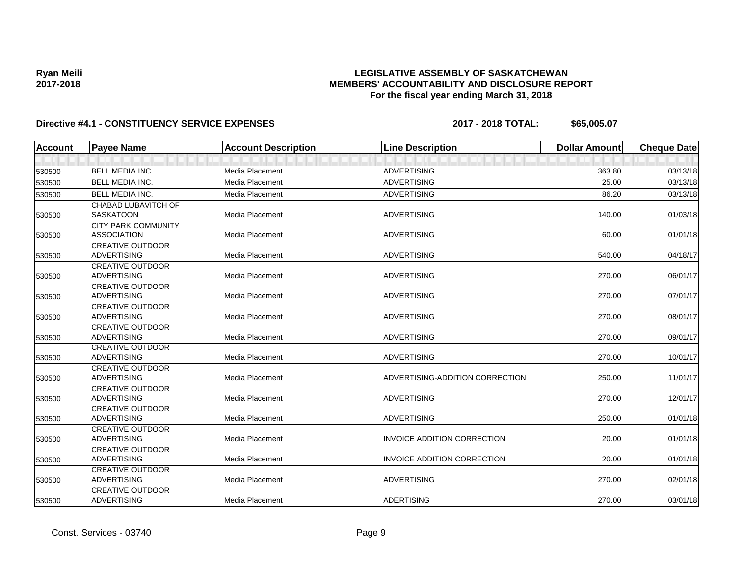**Ryan Meili**
**2017-2018**

**LEGISLATIVE ASSEMBLY OF SASKATCHEWAN**
**MEMBERS' ACCOUNTABILITY AND DISCLOSURE REPORT**
**For the fiscal year ending March 31, 2018**

**Directive #4.1 - CONSTITUENCY SERVICE EXPENSES** **2017 - 2018 TOTAL: $65,005.07**

| Account | Payee Name | Account Description | Line Description | Dollar Amount | Cheque Date |
|---|---|---|---|---|---|
| | | | | | |
| 530500 | BELL MEDIA INC. | Media Placement | ADVERTISING | 363.80 | 03/13/18 |
| 530500 | BELL MEDIA INC. | Media Placement | ADVERTISING | 25.00 | 03/13/18 |
| 530500 | BELL MEDIA INC. | Media Placement | ADVERTISING | 86.20 | 03/13/18 |
| 530500 | CHABAD LUBAVITCH OF SASKATOON | Media Placement | ADVERTISING | 140.00 | 01/03/18 |
| 530500 | CITY PARK COMMUNITY ASSOCIATION | Media Placement | ADVERTISING | 60.00 | 01/01/18 |
| 530500 | CREATIVE OUTDOOR ADVERTISING | Media Placement | ADVERTISING | 540.00 | 04/18/17 |
| 530500 | CREATIVE OUTDOOR ADVERTISING | Media Placement | ADVERTISING | 270.00 | 06/01/17 |
| 530500 | CREATIVE OUTDOOR ADVERTISING | Media Placement | ADVERTISING | 270.00 | 07/01/17 |
| 530500 | CREATIVE OUTDOOR ADVERTISING | Media Placement | ADVERTISING | 270.00 | 08/01/17 |
| 530500 | CREATIVE OUTDOOR ADVERTISING | Media Placement | ADVERTISING | 270.00 | 09/01/17 |
| 530500 | CREATIVE OUTDOOR ADVERTISING | Media Placement | ADVERTISING | 270.00 | 10/01/17 |
| 530500 | CREATIVE OUTDOOR ADVERTISING | Media Placement | ADVERTISING-ADDITION CORRECTION | 250.00 | 11/01/17 |
| 530500 | CREATIVE OUTDOOR ADVERTISING | Media Placement | ADVERTISING | 270.00 | 12/01/17 |
| 530500 | CREATIVE OUTDOOR ADVERTISING | Media Placement | ADVERTISING | 250.00 | 01/01/18 |
| 530500 | CREATIVE OUTDOOR ADVERTISING | Media Placement | INVOICE ADDITION CORRECTION | 20.00 | 01/01/18 |
| 530500 | CREATIVE OUTDOOR ADVERTISING | Media Placement | INVOICE ADDITION CORRECTION | 20.00 | 01/01/18 |
| 530500 | CREATIVE OUTDOOR ADVERTISING | Media Placement | ADVERTISING | 270.00 | 02/01/18 |
| 530500 | CREATIVE OUTDOOR ADVERTISING | Media Placement | ADERTISING | 270.00 | 03/01/18 |

Const. Services - 03740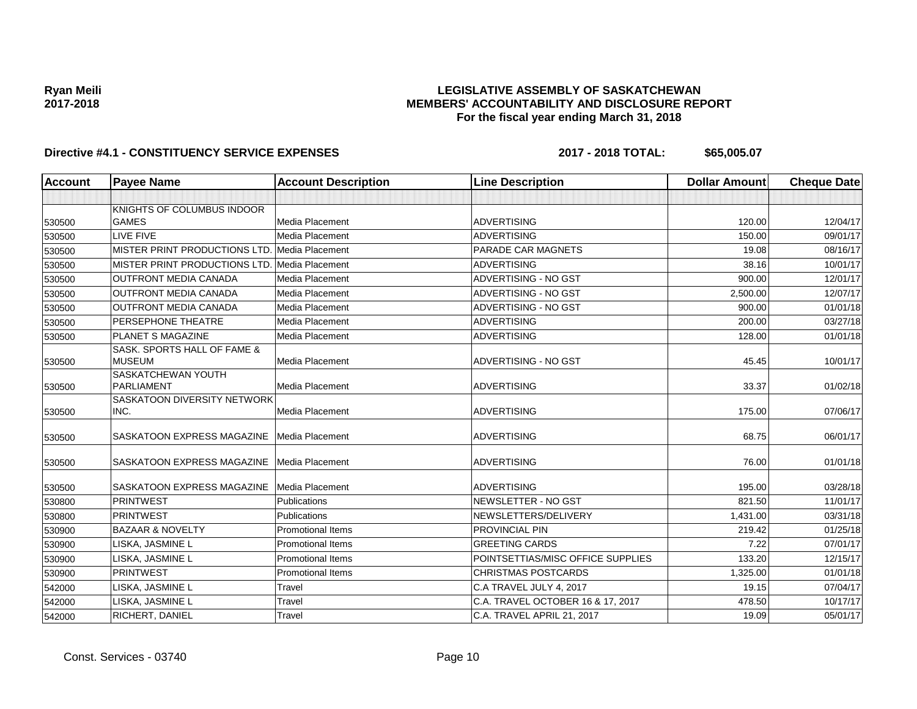**Ryan Meili**
**2017-2018**

## LEGISLATIVE ASSEMBLY OF SASKATCHEWAN
## MEMBERS' ACCOUNTABILITY AND DISCLOSURE REPORT
### For the fiscal year ending March 31, 2018

**Directive #4.1 - CONSTITUENCY SERVICE EXPENSES** **2017 - 2018 TOTAL: $65,005.07**

| Account | Payee Name | Account Description | Line Description | Dollar Amount | Cheque Date |
|---|---|---|---|---|---|
| | | | | | |
| 530500 | KNIGHTS OF COLUMBUS INDOOR GAMES | Media Placement | ADVERTISING | 120.00 | 12/04/17 |
| 530500 | LIVE FIVE | Media Placement | ADVERTISING | 150.00 | 09/01/17 |
| 530500 | MISTER PRINT PRODUCTIONS LTD. | Media Placement | PARADE CAR MAGNETS | 19.08 | 08/16/17 |
| 530500 | MISTER PRINT PRODUCTIONS LTD. | Media Placement | ADVERTISING | 38.16 | 10/01/17 |
| 530500 | OUTFRONT MEDIA CANADA | Media Placement | ADVERTISING - NO GST | 900.00 | 12/01/17 |
| 530500 | OUTFRONT MEDIA CANADA | Media Placement | ADVERTISING - NO GST | 2,500.00 | 12/07/17 |
| 530500 | OUTFRONT MEDIA CANADA | Media Placement | ADVERTISING - NO GST | 900.00 | 01/01/18 |
| 530500 | PERSEPHONE THEATRE | Media Placement | ADVERTISING | 200.00 | 03/27/18 |
| 530500 | PLANET S MAGAZINE | Media Placement | ADVERTISING | 128.00 | 01/01/18 |
| 530500 | SASK. SPORTS HALL OF FAME & MUSEUM | Media Placement | ADVERTISING - NO GST | 45.45 | 10/01/17 |
| 530500 | SASKATCHEWAN YOUTH PARLIAMENT | Media Placement | ADVERTISING | 33.37 | 01/02/18 |
| 530500 | SASKATOON DIVERSITY NETWORK INC. | Media Placement | ADVERTISING | 175.00 | 07/06/17 |
| 530500 | SASKATOON EXPRESS MAGAZINE | Media Placement | ADVERTISING | 68.75 | 06/01/17 |
| 530500 | SASKATOON EXPRESS MAGAZINE | Media Placement | ADVERTISING | 76.00 | 01/01/18 |
| 530500 | SASKATOON EXPRESS MAGAZINE | Media Placement | ADVERTISING | 195.00 | 03/28/18 |
| 530800 | PRINTWEST | Publications | NEWSLETTER - NO GST | 821.50 | 11/01/17 |
| 530800 | PRINTWEST | Publications | NEWSLETTERS/DELIVERY | 1,431.00 | 03/31/18 |
| 530900 | BAZAAR & NOVELTY | Promotional Items | PROVINCIAL PIN | 219.42 | 01/25/18 |
| 530900 | LISKA, JASMINE L | Promotional Items | GREETING CARDS | 7.22 | 07/01/17 |
| 530900 | LISKA, JASMINE L | Promotional Items | POINTSETTIAS/MISC OFFICE SUPPLIES | 133.20 | 12/15/17 |
| 530900 | PRINTWEST | Promotional Items | CHRISTMAS POSTCARDS | 1,325.00 | 01/01/18 |
| 542000 | LISKA, JASMINE L | Travel | C.A TRAVEL JULY 4, 2017 | 19.15 | 07/04/17 |
| 542000 | LISKA, JASMINE L | Travel | C.A. TRAVEL OCTOBER 16 & 17, 2017 | 478.50 | 10/17/17 |
| 542000 | RICHERT, DANIEL | Travel | C.A. TRAVEL APRIL 21, 2017 | 19.09 | 05/01/17 |

Const. Services - 03740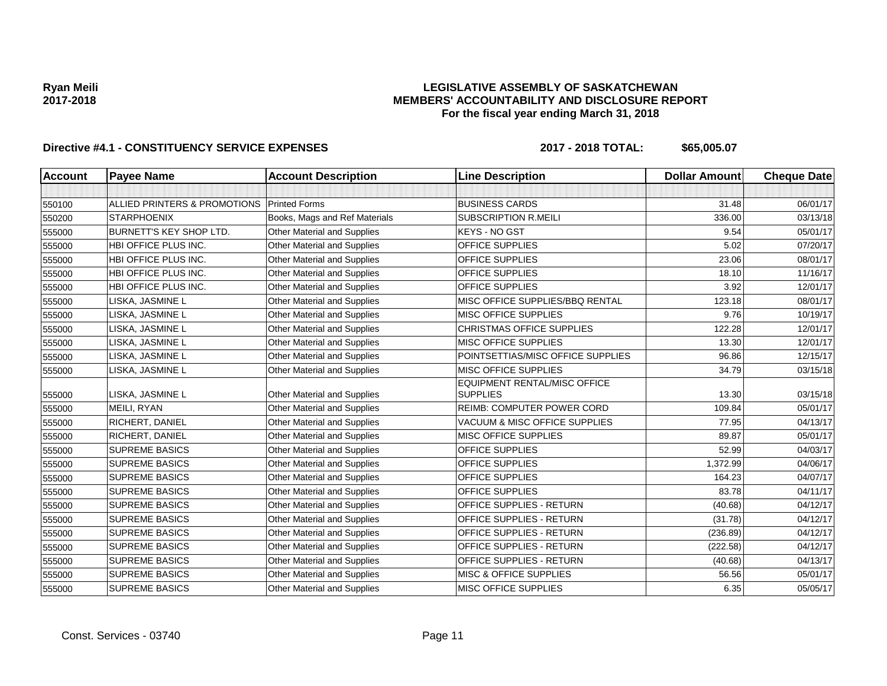**Ryan Meili**
**2017-2018**

## LEGISLATIVE ASSEMBLY OF SASKATCHEWAN
## MEMBERS' ACCOUNTABILITY AND DISCLOSURE REPORT
### For the fiscal year ending March 31, 2018

**Directive #4.1 - CONSTITUENCY SERVICE EXPENSES** **2017 - 2018 TOTAL: $65,005.07**

| Account | Payee Name | Account Description | Line Description | Dollar Amount | Cheque Date |
|---|---|---|---|---|---|
| | | | | | |
| 550100 | ALLIED PRINTERS & PROMOTIONS | Printed Forms | BUSINESS CARDS | 31.48 | 06/01/17 |
| 550200 | STARPHOENIX | Books, Mags and Ref Materials | SUBSCRIPTION R.MEILI | 336.00 | 03/13/18 |
| 555000 | BURNETT'S KEY SHOP LTD. | Other Material and Supplies | KEYS - NO GST | 9.54 | 05/01/17 |
| 555000 | HBI OFFICE PLUS INC. | Other Material and Supplies | OFFICE SUPPLIES | 5.02 | 07/20/17 |
| 555000 | HBI OFFICE PLUS INC. | Other Material and Supplies | OFFICE SUPPLIES | 23.06 | 08/01/17 |
| 555000 | HBI OFFICE PLUS INC. | Other Material and Supplies | OFFICE SUPPLIES | 18.10 | 11/16/17 |
| 555000 | HBI OFFICE PLUS INC. | Other Material and Supplies | OFFICE SUPPLIES | 3.92 | 12/01/17 |
| 555000 | LISKA, JASMINE L | Other Material and Supplies | MISC OFFICE SUPPLIES/BBQ RENTAL | 123.18 | 08/01/17 |
| 555000 | LISKA, JASMINE L | Other Material and Supplies | MISC OFFICE SUPPLIES | 9.76 | 10/19/17 |
| 555000 | LISKA, JASMINE L | Other Material and Supplies | CHRISTMAS OFFICE SUPPLIES | 122.28 | 12/01/17 |
| 555000 | LISKA, JASMINE L | Other Material and Supplies | MISC OFFICE SUPPLIES | 13.30 | 12/01/17 |
| 555000 | LISKA, JASMINE L | Other Material and Supplies | POINTSETTIAS/MISC OFFICE SUPPLIES | 96.86 | 12/15/17 |
| 555000 | LISKA, JASMINE L | Other Material and Supplies | MISC OFFICE SUPPLIES | 34.79 | 03/15/18 |
| 555000 | LISKA, JASMINE L | Other Material and Supplies | EQUIPMENT RENTAL/MISC OFFICE SUPPLIES | 13.30 | 03/15/18 |
| 555000 | MEILI, RYAN | Other Material and Supplies | REIMB: COMPUTER POWER CORD | 109.84 | 05/01/17 |
| 555000 | RICHERT, DANIEL | Other Material and Supplies | VACUUM & MISC OFFICE SUPPLIES | 77.95 | 04/13/17 |
| 555000 | RICHERT, DANIEL | Other Material and Supplies | MISC OFFICE SUPPLIES | 89.87 | 05/01/17 |
| 555000 | SUPREME BASICS | Other Material and Supplies | OFFICE SUPPLIES | 52.99 | 04/03/17 |
| 555000 | SUPREME BASICS | Other Material and Supplies | OFFICE SUPPLIES | 1,372.99 | 04/06/17 |
| 555000 | SUPREME BASICS | Other Material and Supplies | OFFICE SUPPLIES | 164.23 | 04/07/17 |
| 555000 | SUPREME BASICS | Other Material and Supplies | OFFICE SUPPLIES | 83.78 | 04/11/17 |
| 555000 | SUPREME BASICS | Other Material and Supplies | OFFICE SUPPLIES - RETURN | (40.68) | 04/12/17 |
| 555000 | SUPREME BASICS | Other Material and Supplies | OFFICE SUPPLIES - RETURN | (31.78) | 04/12/17 |
| 555000 | SUPREME BASICS | Other Material and Supplies | OFFICE SUPPLIES - RETURN | (236.89) | 04/12/17 |
| 555000 | SUPREME BASICS | Other Material and Supplies | OFFICE SUPPLIES - RETURN | (222.58) | 04/12/17 |
| 555000 | SUPREME BASICS | Other Material and Supplies | OFFICE SUPPLIES - RETURN | (40.68) | 04/13/17 |
| 555000 | SUPREME BASICS | Other Material and Supplies | MISC & OFFICE SUPPLIES | 56.56 | 05/01/17 |
| 555000 | SUPREME BASICS | Other Material and Supplies | MISC OFFICE SUPPLIES | 6.35 | 05/05/17 |

Const. Services - 03740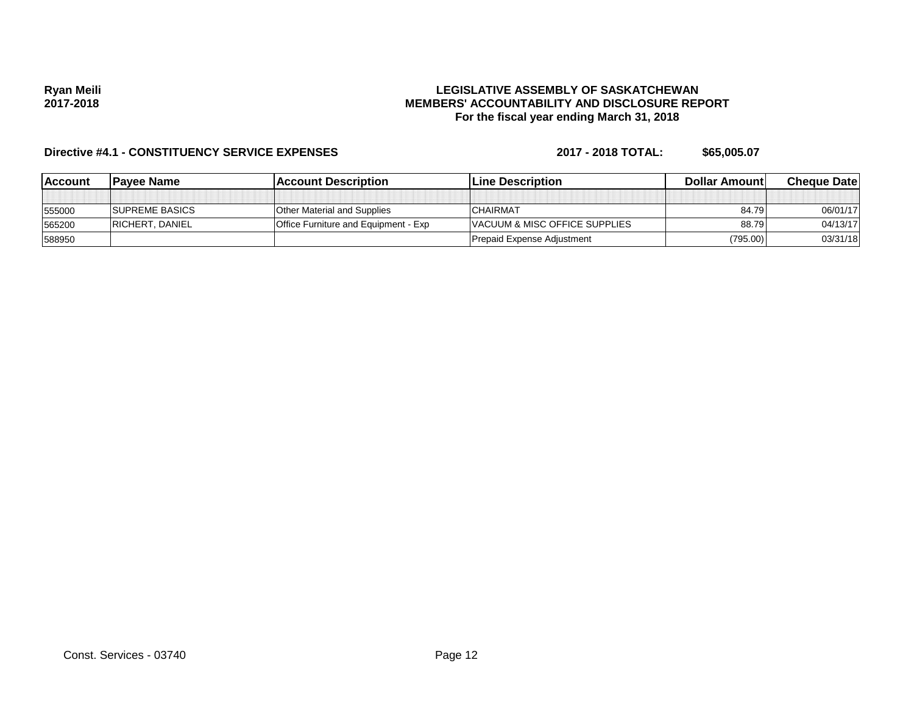**Ryan Meili**
**2017-2018**

**LEGISLATIVE ASSEMBLY OF SASKATCHEWAN**
**MEMBERS' ACCOUNTABILITY AND DISCLOSURE REPORT**
**For the fiscal year ending March 31, 2018**

**Directive #4.1 - CONSTITUENCY SERVICE EXPENSES** **2017 - 2018 TOTAL: $65,005.07**

| Account | Payee Name | Account Description | Line Description | Dollar Amount | Cheque Date |
|---|---|---|---|---|---|
| | | | | | |
| 555000 | SUPREME BASICS | Other Material and Supplies | CHAIRMAT | 84.79 | 06/01/17 |
| 565200 | RICHERT, DANIEL | Office Furniture and Equipment - Exp | VACUUM & MISC OFFICE SUPPLIES | 88.79 | 04/13/17 |
| 588950 | | | Prepaid Expense Adjustment | (795.00) | 03/31/18 |

Const. Services - 03740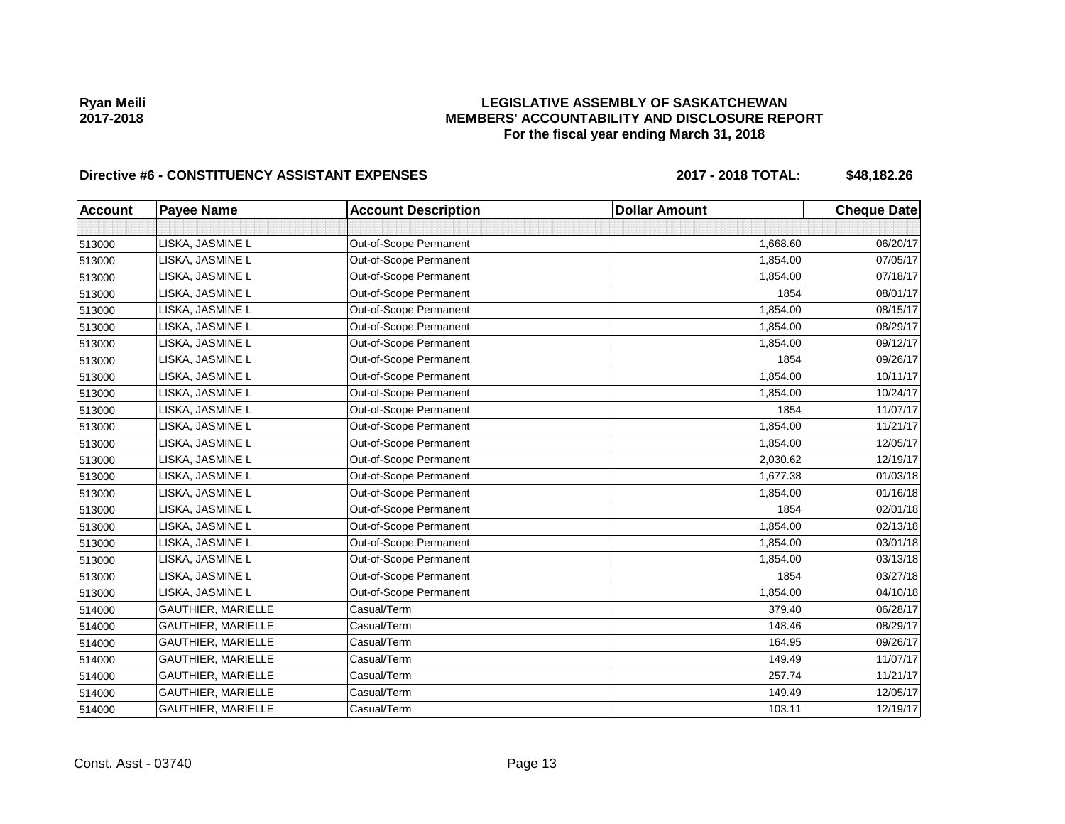Ryan Meili
2017-2018

# LEGISLATIVE ASSEMBLY OF SASKATCHEWAN
## MEMBERS' ACCOUNTABILITY AND DISCLOSURE REPORT
### For the fiscal year ending March 31, 2018

**Directive #6 - CONSTITUENCY ASSISTANT EXPENSES** **2017 - 2018 TOTAL: $48,182.26**

| Account | Payee Name | Account Description | Dollar Amount | Cheque Date |
|---|---|---|---|---|
| | | | | |
| 513000 | LISKA, JASMINE L | Out-of-Scope Permanent | 1,668.60 | 06/20/17 |
| 513000 | LISKA, JASMINE L | Out-of-Scope Permanent | 1,854.00 | 07/05/17 |
| 513000 | LISKA, JASMINE L | Out-of-Scope Permanent | 1,854.00 | 07/18/17 |
| 513000 | LISKA, JASMINE L | Out-of-Scope Permanent | 1854 | 08/01/17 |
| 513000 | LISKA, JASMINE L | Out-of-Scope Permanent | 1,854.00 | 08/15/17 |
| 513000 | LISKA, JASMINE L | Out-of-Scope Permanent | 1,854.00 | 08/29/17 |
| 513000 | LISKA, JASMINE L | Out-of-Scope Permanent | 1,854.00 | 09/12/17 |
| 513000 | LISKA, JASMINE L | Out-of-Scope Permanent | 1854 | 09/26/17 |
| 513000 | LISKA, JASMINE L | Out-of-Scope Permanent | 1,854.00 | 10/11/17 |
| 513000 | LISKA, JASMINE L | Out-of-Scope Permanent | 1,854.00 | 10/24/17 |
| 513000 | LISKA, JASMINE L | Out-of-Scope Permanent | 1854 | 11/07/17 |
| 513000 | LISKA, JASMINE L | Out-of-Scope Permanent | 1,854.00 | 11/21/17 |
| 513000 | LISKA, JASMINE L | Out-of-Scope Permanent | 1,854.00 | 12/05/17 |
| 513000 | LISKA, JASMINE L | Out-of-Scope Permanent | 2,030.62 | 12/19/17 |
| 513000 | LISKA, JASMINE L | Out-of-Scope Permanent | 1,677.38 | 01/03/18 |
| 513000 | LISKA, JASMINE L | Out-of-Scope Permanent | 1,854.00 | 01/16/18 |
| 513000 | LISKA, JASMINE L | Out-of-Scope Permanent | 1854 | 02/01/18 |
| 513000 | LISKA, JASMINE L | Out-of-Scope Permanent | 1,854.00 | 02/13/18 |
| 513000 | LISKA, JASMINE L | Out-of-Scope Permanent | 1,854.00 | 03/01/18 |
| 513000 | LISKA, JASMINE L | Out-of-Scope Permanent | 1,854.00 | 03/13/18 |
| 513000 | LISKA, JASMINE L | Out-of-Scope Permanent | 1854 | 03/27/18 |
| 513000 | LISKA, JASMINE L | Out-of-Scope Permanent | 1,854.00 | 04/10/18 |
| 514000 | GAUTHIER, MARIELLE | Casual/Term | 379.40 | 06/28/17 |
| 514000 | GAUTHIER, MARIELLE | Casual/Term | 148.46 | 08/29/17 |
| 514000 | GAUTHIER, MARIELLE | Casual/Term | 164.95 | 09/26/17 |
| 514000 | GAUTHIER, MARIELLE | Casual/Term | 149.49 | 11/07/17 |
| 514000 | GAUTHIER, MARIELLE | Casual/Term | 257.74 | 11/21/17 |
| 514000 | GAUTHIER, MARIELLE | Casual/Term | 149.49 | 12/05/17 |
| 514000 | GAUTHIER, MARIELLE | Casual/Term | 103.11 | 12/19/17 |

Const. Asst - 03740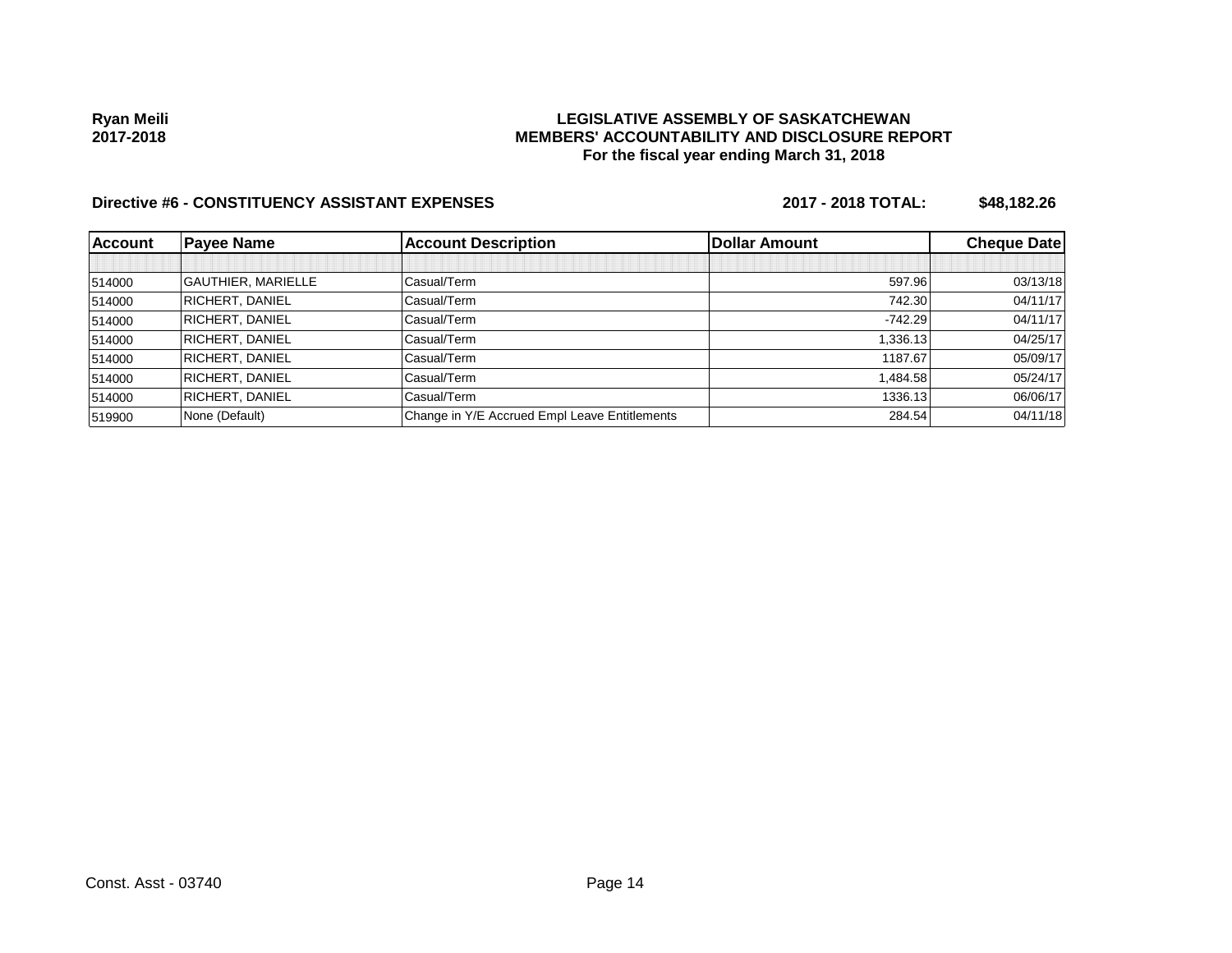**Ryan Meili**
**2017-2018**

**LEGISLATIVE ASSEMBLY OF SASKATCHEWAN**
**MEMBERS' ACCOUNTABILITY AND DISCLOSURE REPORT**
**For the fiscal year ending March 31, 2018**

**Directive #6 - CONSTITUENCY ASSISTANT EXPENSES** **2017 - 2018 TOTAL: $48,182.26**

| Account | Payee Name | Account Description | Dollar Amount | Cheque Date |
|---|---|---|---|---|
| | | | | |
| 514000 | GAUTHIER, MARIELLE | Casual/Term | 597.96 | 03/13/18 |
| 514000 | RICHERT, DANIEL | Casual/Term | 742.30 | 04/11/17 |
| 514000 | RICHERT, DANIEL | Casual/Term | -742.29 | 04/11/17 |
| 514000 | RICHERT, DANIEL | Casual/Term | 1,336.13 | 04/25/17 |
| 514000 | RICHERT, DANIEL | Casual/Term | 1187.67 | 05/09/17 |
| 514000 | RICHERT, DANIEL | Casual/Term | 1,484.58 | 05/24/17 |
| 514000 | RICHERT, DANIEL | Casual/Term | 1336.13 | 06/06/17 |
| 519900 | None (Default) | Change in Y/E Accrued Empl Leave Entitlements | 284.54 | 04/11/18 |

Const. Asst - 03740